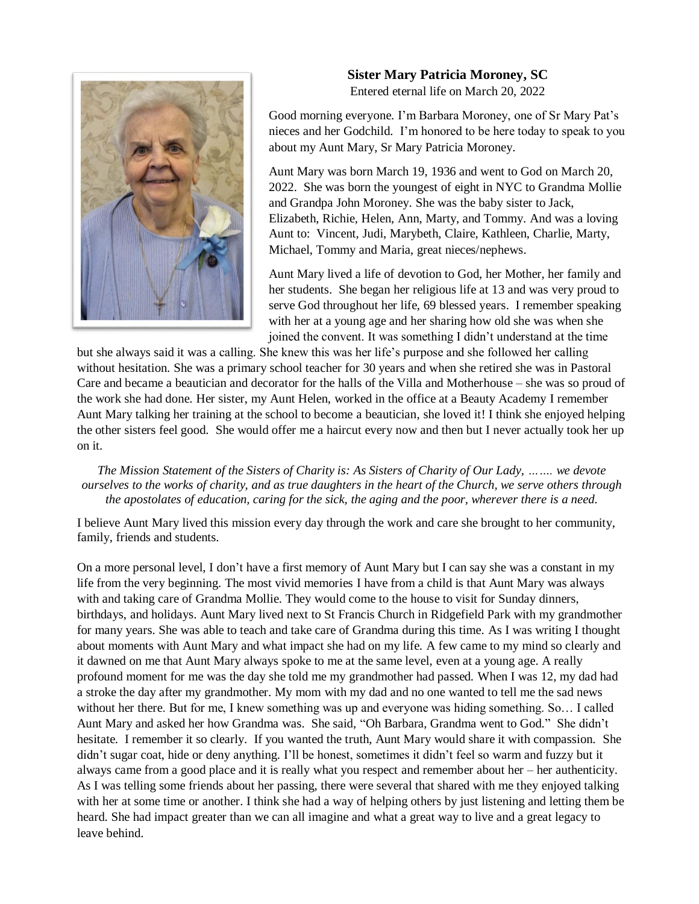**Sister Mary Patricia Moroney, SC**

Entered eternal life on March 20, 2022

Good morning everyone. I'm Barbara Moroney, one of Sr Mary Pat's nieces and her Godchild. I'm honored to be here today to speak to you about my Aunt Mary, Sr Mary Patricia Moroney.

Aunt Mary was born March 19, 1936 and went to God on March 20, 2022. She was born the youngest of eight in NYC to Grandma Mollie and Grandpa John Moroney. She was the baby sister to Jack, Elizabeth, Richie, Helen, Ann, Marty, and Tommy. And was a loving Aunt to: Vincent, Judi, Marybeth, Claire, Kathleen, Charlie, Marty, Michael, Tommy and Maria, great nieces/nephews.

Aunt Mary lived a life of devotion to God, her Mother, her family and her students. She began her religious life at 13 and was very proud to serve God throughout her life, 69 blessed years. I remember speaking with her at a young age and her sharing how old she was when she joined the convent. It was something I didn't understand at the time but she always said it was a calling. She knew this was her life's purpose and she followed her calling without hesitation. She was a primary school teacher for 30 years and when she retired she was in Pastoral Care and became a beautician and decorator for the halls of the Villa and Motherhouse – she was so proud of the work she had done. Her sister, my Aunt Helen, worked in the office at a Beauty Academy I remember Aunt Mary talking her training at the school to become a beautician, she loved it! I think she enjoyed helping the other sisters feel good. She would offer me a haircut every now and then but I never actually took her up on it.

*The Mission Statement of the Sisters of Charity is: As Sisters of Charity of Our Lady, ……. we devote ourselves to the works of charity, and as true daughters in the heart of the Church, we serve others through the apostolates of education, caring for the sick, the aging and the poor, wherever there is a need.*

I believe Aunt Mary lived this mission every day through the work and care she brought to her community, family, friends and students.

On a more personal level, I don't have a first memory of Aunt Mary but I can say she was a constant in my life from the very beginning. The most vivid memories I have from a child is that Aunt Mary was always with and taking care of Grandma Mollie. They would come to the house to visit for Sunday dinners, birthdays, and holidays. Aunt Mary lived next to St Francis Church in Ridgefield Park with my grandmother for many years. She was able to teach and take care of Grandma during this time. As I was writing I thought about moments with Aunt Mary and what impact she had on my life. A few came to my mind so clearly and it dawned on me that Aunt Mary always spoke to me at the same level, even at a young age. A really profound moment for me was the day she told me my grandmother had passed. When I was 12, my dad had a stroke the day after my grandmother. My mom with my dad and no one wanted to tell me the sad news without her there. But for me, I knew something was up and everyone was hiding something. So… I called Aunt Mary and asked her how Grandma was. She said, "Oh Barbara, Grandma went to God." She didn't hesitate. I remember it so clearly. If you wanted the truth, Aunt Mary would share it with compassion. She didn't sugar coat, hide or deny anything. I'll be honest, sometimes it didn't feel so warm and fuzzy but it always came from a good place and it is really what you respect and remember about her – her authenticity. As I was telling some friends about her passing, there were several that shared with me they enjoyed talking with her at some time or another. I think she had a way of helping others by just listening and letting them be heard. She had impact greater than we can all imagine and what a great way to live and a great legacy to leave behind.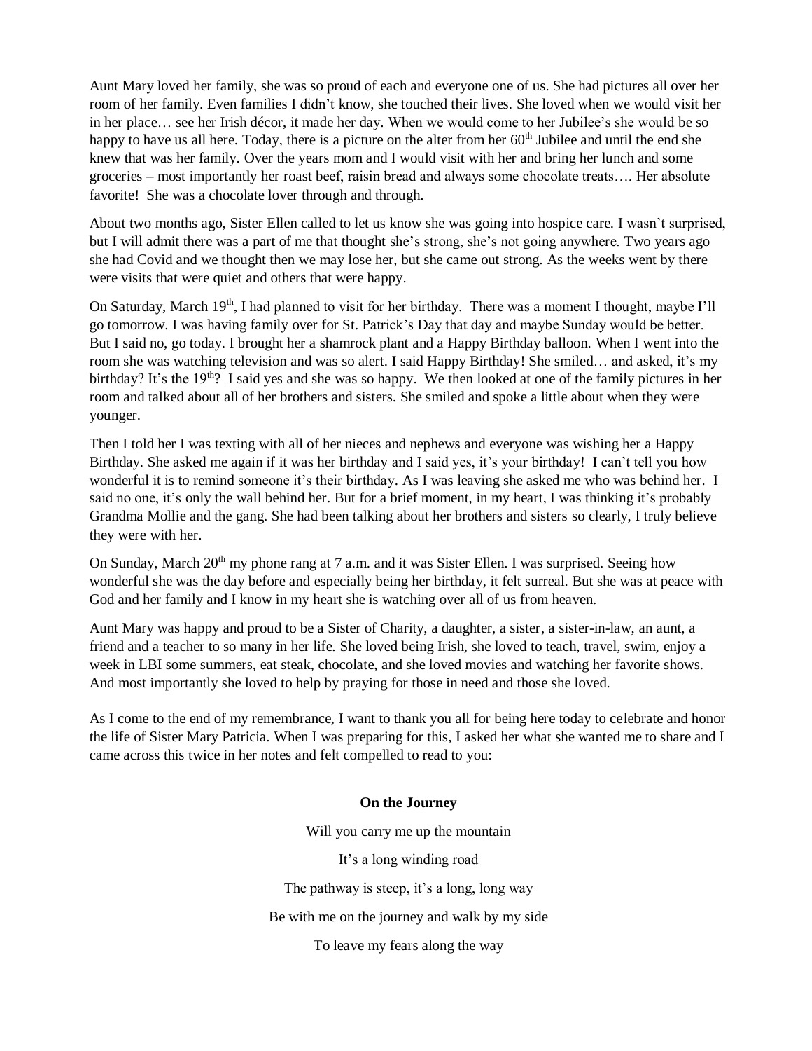Aunt Mary loved her family, she was so proud of each and everyone one of us. She had pictures all over her room of her family. Even families I didn't know, she touched their lives. She loved when we would visit her in her place… see her Irish décor, it made her day. When we would come to her Jubilee's she would be so happy to have us all here. Today, there is a picture on the alter from her 60th Jubilee and until the end she knew that was her family. Over the years mom and I would visit with her and bring her lunch and some groceries – most importantly her roast beef, raisin bread and always some chocolate treats…. Her absolute favorite! She was a chocolate lover through and through.

About two months ago, Sister Ellen called to let us know she was going into hospice care. I wasn't surprised, but I will admit there was a part of me that thought she's strong, she's not going anywhere. Two years ago she had Covid and we thought then we may lose her, but she came out strong. As the weeks went by there were visits that were quiet and others that were happy.

On Saturday, March 19th, I had planned to visit for her birthday. There was a moment I thought, maybe I'll go tomorrow. I was having family over for St. Patrick's Day that day and maybe Sunday would be better. But I said no, go today. I brought her a shamrock plant and a Happy Birthday balloon. When I went into the room she was watching television and was so alert. I said Happy Birthday! She smiled… and asked, it's my birthday? It's the 19th? I said yes and she was so happy. We then looked at one of the family pictures in her room and talked about all of her brothers and sisters. She smiled and spoke a little about when they were younger.

Then I told her I was texting with all of her nieces and nephews and everyone was wishing her a Happy Birthday. She asked me again if it was her birthday and I said yes, it's your birthday! I can't tell you how wonderful it is to remind someone it's their birthday. As I was leaving she asked me who was behind her. I said no one, it's only the wall behind her. But for a brief moment, in my heart, I was thinking it's probably Grandma Mollie and the gang. She had been talking about her brothers and sisters so clearly, I truly believe they were with her.

On Sunday, March 20th my phone rang at 7 a.m. and it was Sister Ellen. I was surprised. Seeing how wonderful she was the day before and especially being her birthday, it felt surreal. But she was at peace with God and her family and I know in my heart she is watching over all of us from heaven.

Aunt Mary was happy and proud to be a Sister of Charity, a daughter, a sister, a sister-in-law, an aunt, a friend and a teacher to so many in her life. She loved being Irish, she loved to teach, travel, swim, enjoy a week in LBI some summers, eat steak, chocolate, and she loved movies and watching her favorite shows. And most importantly she loved to help by praying for those in need and those she loved.

As I come to the end of my remembrance, I want to thank you all for being here today to celebrate and honor the life of Sister Mary Patricia. When I was preparing for this, I asked her what she wanted me to share and I came across this twice in her notes and felt compelled to read to you:

**On the Journey**

Will you carry me up the mountain

It's a long winding road

The pathway is steep, it's a long, long way

Be with me on the journey and walk by my side

To leave my fears along the way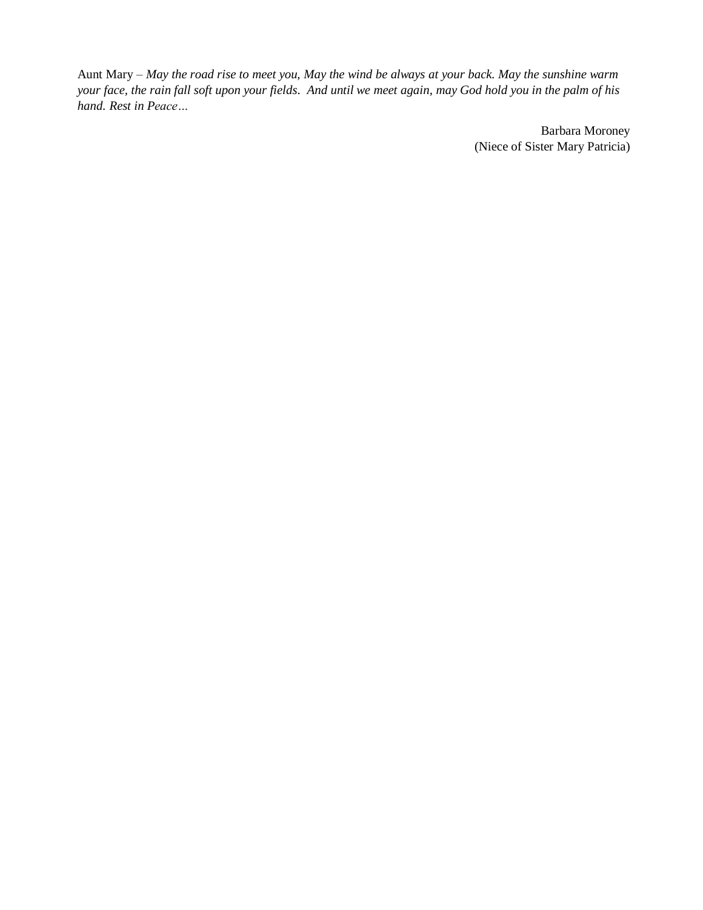Aunt Mary – *May the road rise to meet you, May the wind be always at your back. May the sunshine warm your face, the rain fall soft upon your fields. And until we meet again, may God hold you in the palm of his hand. Rest in Peace…*

Barbara Moroney
(Niece of Sister Mary Patricia)